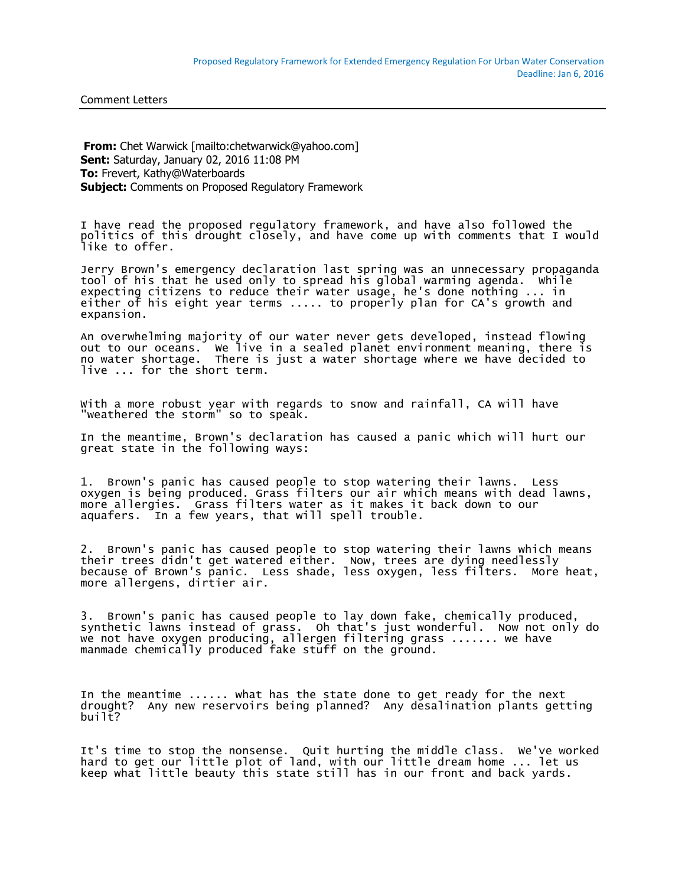Proposed Regulatory Framework for Extended Emergency Regulation For Urban Water Conservation
Deadline: Jan 6, 2016

Comment Letters

**From:** Chet Warwick [mailto:chetwarwick@yahoo.com]
**Sent:** Saturday, January 02, 2016 11:08 PM
**To:** Frevert, Kathy@Waterboards
**Subject:** Comments on Proposed Regulatory Framework

I have read the proposed regulatory framework, and have also followed the politics of this drought closely, and have come up with comments that I would like to offer.

Jerry Brown's emergency declaration last spring was an unnecessary propaganda tool of his that he used only to spread his global warming agenda. While expecting citizens to reduce their water usage, he's done nothing ... in either of his eight year terms ..... to properly plan for CA's growth and expansion.

An overwhelming majority of our water never gets developed, instead flowing out to our oceans. We live in a sealed planet environment meaning, there is no water shortage. There is just a water shortage where we have decided to live ... for the short term.

With a more robust year with regards to snow and rainfall, CA will have "weathered the storm" so to speak.

In the meantime, Brown's declaration has caused a panic which will hurt our great state in the following ways:

1. Brown's panic has caused people to stop watering their lawns. Less oxygen is being produced. Grass filters our air which means with dead lawns, more allergies. Grass filters water as it makes it back down to our aquafers. In a few years, that will spell trouble.

2. Brown's panic has caused people to stop watering their lawns which means their trees didn't get watered either. Now, trees are dying needlessly because of Brown's panic. Less shade, less oxygen, less filters. More heat, more allergens, dirtier air.

3. Brown's panic has caused people to lay down fake, chemically produced, synthetic lawns instead of grass. Oh that's just wonderful. Now not only do we not have oxygen producing, allergen filtering grass ....... we have manmade chemically produced fake stuff on the ground.

In the meantime ...... what has the state done to get ready for the next drought? Any new reservoirs being planned? Any desalination plants getting built?

It's time to stop the nonsense. Quit hurting the middle class. We've worked hard to get our little plot of land, with our little dream home ... let us keep what little beauty this state still has in our front and back yards.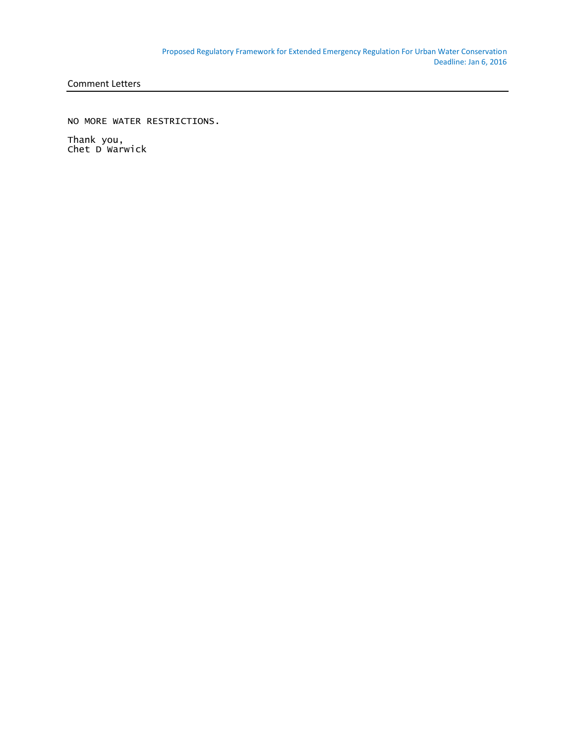NO MORE WATER RESTRICTIONS.

Thank you,
Chet D Warwick